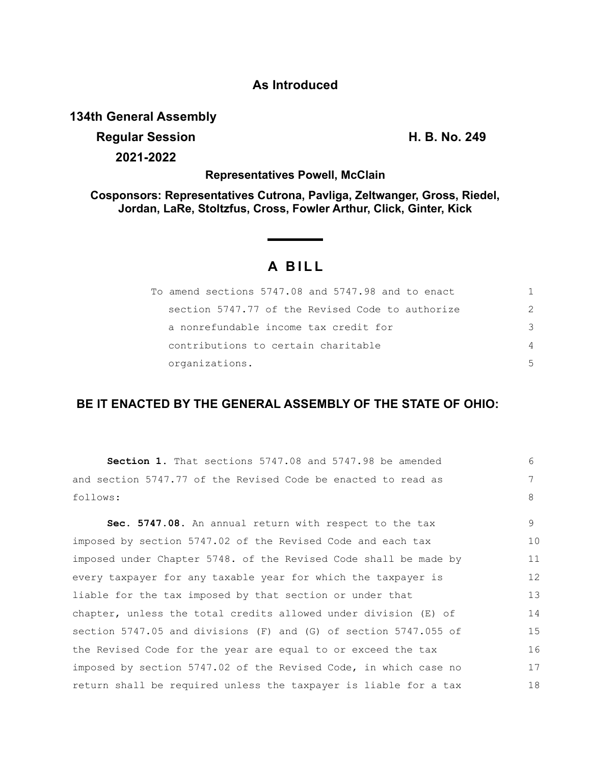**As Introduced**

**134th General Assembly**

**Regular Session** **H. B. No. 249**

**2021-2022**

**Representatives Powell, McClain**

**Cosponsors: Representatives Cutrona, Pavliga, Zeltwanger, Gross, Riedel, Jordan, LaRe, Stoltzfus, Cross, Fowler Arthur, Click, Ginter, Kick**

# A BILL

To amend sections 5747.08 and 5747.98 and to enact section 5747.77 of the Revised Code to authorize a nonrefundable income tax credit for contributions to certain charitable organizations.

## BE IT ENACTED BY THE GENERAL ASSEMBLY OF THE STATE OF OHIO:

**Section 1.** That sections 5747.08 and 5747.98 be amended and section 5747.77 of the Revised Code be enacted to read as follows:

**Sec. 5747.08.** An annual return with respect to the tax imposed by section 5747.02 of the Revised Code and each tax imposed under Chapter 5748. of the Revised Code shall be made by every taxpayer for any taxable year for which the taxpayer is liable for the tax imposed by that section or under that chapter, unless the total credits allowed under division (E) of section 5747.05 and divisions (F) and (G) of section 5747.055 of the Revised Code for the year are equal to or exceed the tax imposed by section 5747.02 of the Revised Code, in which case no return shall be required unless the taxpayer is liable for a tax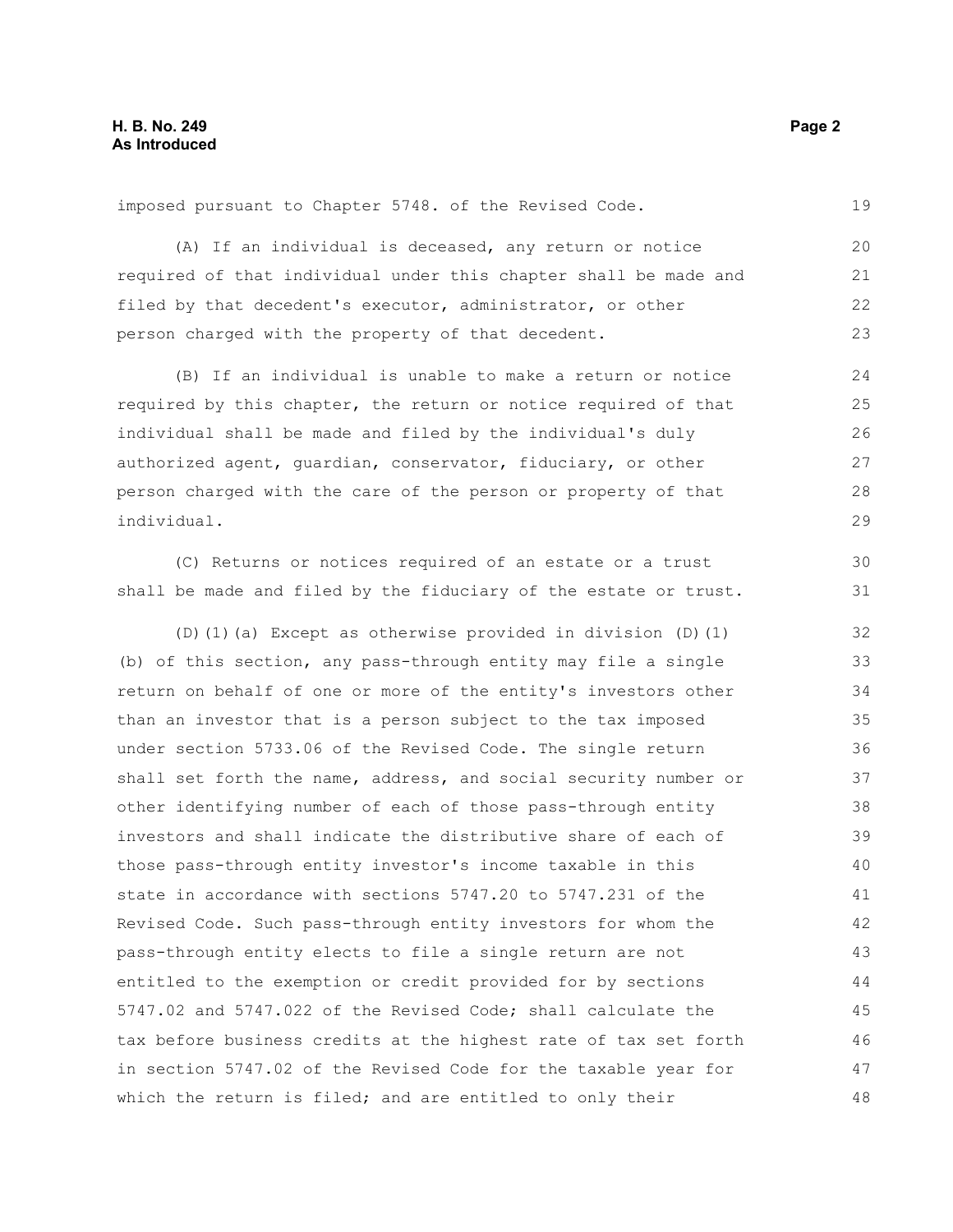imposed pursuant to Chapter 5748. of the Revised Code.

(A) If an individual is deceased, any return or notice required of that individual under this chapter shall be made and filed by that decedent's executor, administrator, or other person charged with the property of that decedent.

(B) If an individual is unable to make a return or notice required by this chapter, the return or notice required of that individual shall be made and filed by the individual's duly authorized agent, guardian, conservator, fiduciary, or other person charged with the care of the person or property of that individual.

(C) Returns or notices required of an estate or a trust shall be made and filed by the fiduciary of the estate or trust.

(D)(1)(a) Except as otherwise provided in division (D)(1)(b) of this section, any pass-through entity may file a single return on behalf of one or more of the entity's investors other than an investor that is a person subject to the tax imposed under section 5733.06 of the Revised Code. The single return shall set forth the name, address, and social security number or other identifying number of each of those pass-through entity investors and shall indicate the distributive share of each of those pass-through entity investor's income taxable in this state in accordance with sections 5747.20 to 5747.231 of the Revised Code. Such pass-through entity investors for whom the pass-through entity elects to file a single return are not entitled to the exemption or credit provided for by sections 5747.02 and 5747.022 of the Revised Code; shall calculate the tax before business credits at the highest rate of tax set forth in section 5747.02 of the Revised Code for the taxable year for which the return is filed; and are entitled to only their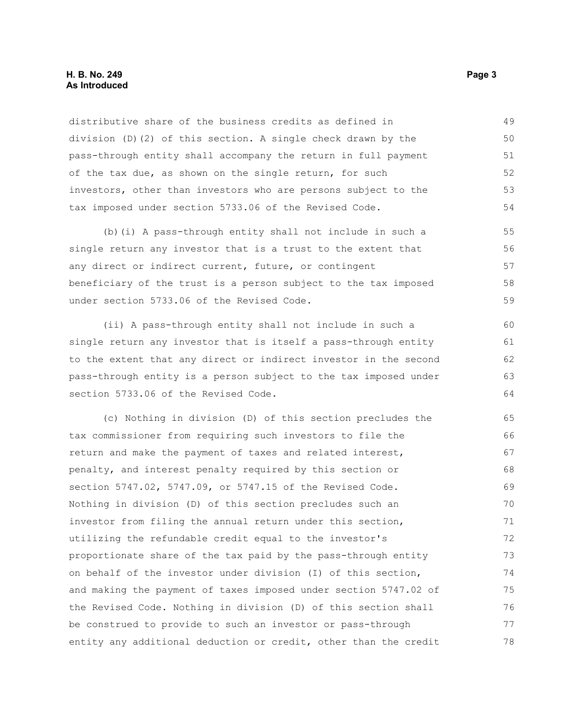distributive share of the business credits as defined in division (D)(2) of this section. A single check drawn by the pass-through entity shall accompany the return in full payment of the tax due, as shown on the single return, for such investors, other than investors who are persons subject to the tax imposed under section 5733.06 of the Revised Code.

(b)(i) A pass-through entity shall not include in such a single return any investor that is a trust to the extent that any direct or indirect current, future, or contingent beneficiary of the trust is a person subject to the tax imposed under section 5733.06 of the Revised Code.

(ii) A pass-through entity shall not include in such a single return any investor that is itself a pass-through entity to the extent that any direct or indirect investor in the second pass-through entity is a person subject to the tax imposed under section 5733.06 of the Revised Code.

(c) Nothing in division (D) of this section precludes the tax commissioner from requiring such investors to file the return and make the payment of taxes and related interest, penalty, and interest penalty required by this section or section 5747.02, 5747.09, or 5747.15 of the Revised Code. Nothing in division (D) of this section precludes such an investor from filing the annual return under this section, utilizing the refundable credit equal to the investor's proportionate share of the tax paid by the pass-through entity on behalf of the investor under division (I) of this section, and making the payment of taxes imposed under section 5747.02 of the Revised Code. Nothing in division (D) of this section shall be construed to provide to such an investor or pass-through entity any additional deduction or credit, other than the credit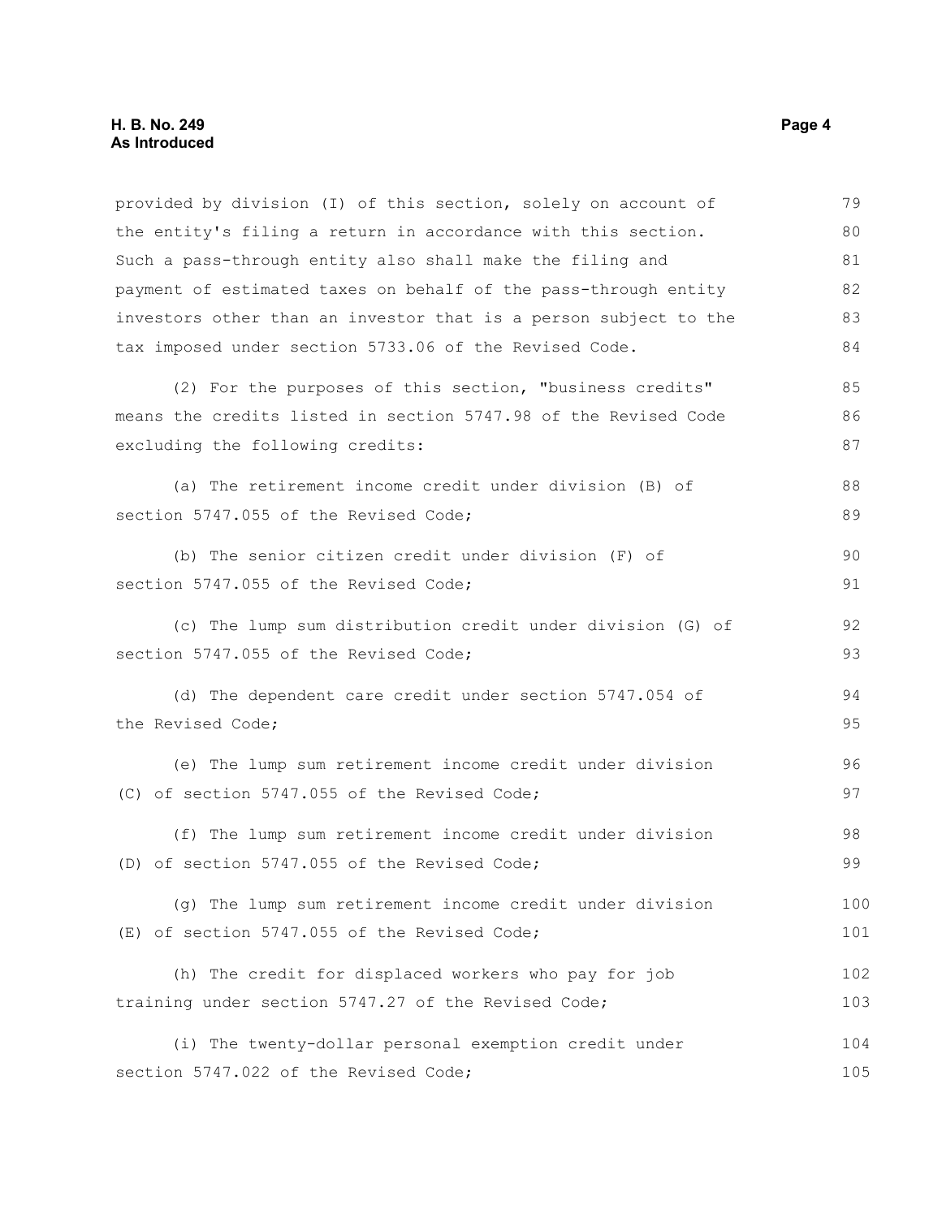provided by division (I) of this section, solely on account of the entity's filing a return in accordance with this section. Such a pass-through entity also shall make the filing and payment of estimated taxes on behalf of the pass-through entity investors other than an investor that is a person subject to the tax imposed under section 5733.06 of the Revised Code.

(2) For the purposes of this section, "business credits" means the credits listed in section 5747.98 of the Revised Code excluding the following credits:

(a) The retirement income credit under division (B) of section 5747.055 of the Revised Code;

(b) The senior citizen credit under division (F) of section 5747.055 of the Revised Code;

(c) The lump sum distribution credit under division (G) of section 5747.055 of the Revised Code;

(d) The dependent care credit under section 5747.054 of the Revised Code;

(e) The lump sum retirement income credit under division (C) of section 5747.055 of the Revised Code;

(f) The lump sum retirement income credit under division (D) of section 5747.055 of the Revised Code;

(g) The lump sum retirement income credit under division (E) of section 5747.055 of the Revised Code;

(h) The credit for displaced workers who pay for job training under section 5747.27 of the Revised Code;

(i) The twenty-dollar personal exemption credit under section 5747.022 of the Revised Code;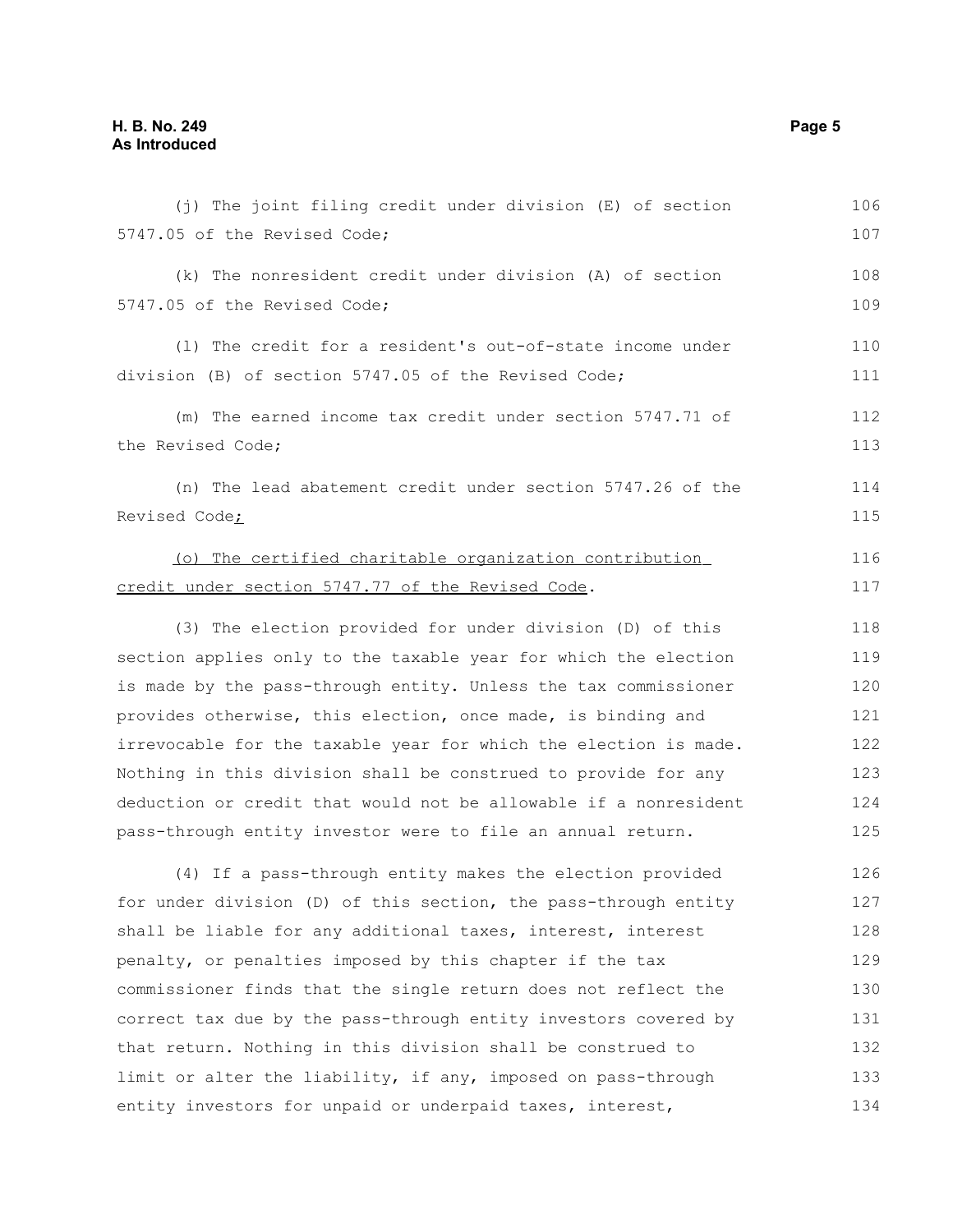(j) The joint filing credit under division (E) of section 5747.05 of the Revised Code;

(k) The nonresident credit under division (A) of section 5747.05 of the Revised Code;

(l) The credit for a resident's out-of-state income under division (B) of section 5747.05 of the Revised Code;

(m) The earned income tax credit under section 5747.71 of the Revised Code;

(n) The lead abatement credit under section 5747.26 of the Revised Code;

(o) The certified charitable organization contribution credit under section 5747.77 of the Revised Code.

(3) The election provided for under division (D) of this section applies only to the taxable year for which the election is made by the pass-through entity. Unless the tax commissioner provides otherwise, this election, once made, is binding and irrevocable for the taxable year for which the election is made. Nothing in this division shall be construed to provide for any deduction or credit that would not be allowable if a nonresident pass-through entity investor were to file an annual return.

(4) If a pass-through entity makes the election provided for under division (D) of this section, the pass-through entity shall be liable for any additional taxes, interest, interest penalty, or penalties imposed by this chapter if the tax commissioner finds that the single return does not reflect the correct tax due by the pass-through entity investors covered by that return. Nothing in this division shall be construed to limit or alter the liability, if any, imposed on pass-through entity investors for unpaid or underpaid taxes, interest,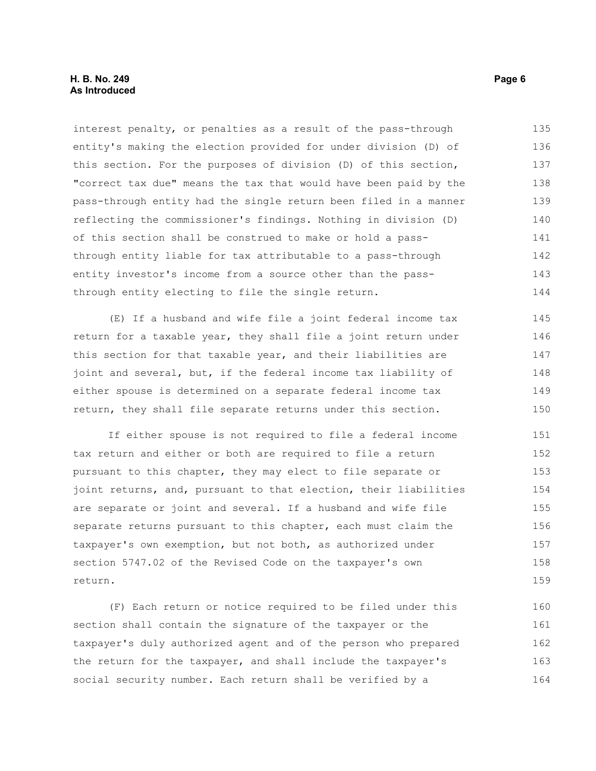interest penalty, or penalties as a result of the pass-through entity's making the election provided for under division (D) of this section. For the purposes of division (D) of this section, "correct tax due" means the tax that would have been paid by the pass-through entity had the single return been filed in a manner reflecting the commissioner's findings. Nothing in division (D) of this section shall be construed to make or hold a pass-through entity liable for tax attributable to a pass-through entity investor's income from a source other than the pass-through entity electing to file the single return.

(E) If a husband and wife file a joint federal income tax return for a taxable year, they shall file a joint return under this section for that taxable year, and their liabilities are joint and several, but, if the federal income tax liability of either spouse is determined on a separate federal income tax return, they shall file separate returns under this section.

If either spouse is not required to file a federal income tax return and either or both are required to file a return pursuant to this chapter, they may elect to file separate or joint returns, and, pursuant to that election, their liabilities are separate or joint and several. If a husband and wife file separate returns pursuant to this chapter, each must claim the taxpayer's own exemption, but not both, as authorized under section 5747.02 of the Revised Code on the taxpayer's own return.

(F) Each return or notice required to be filed under this section shall contain the signature of the taxpayer or the taxpayer's duly authorized agent and of the person who prepared the return for the taxpayer, and shall include the taxpayer's social security number. Each return shall be verified by a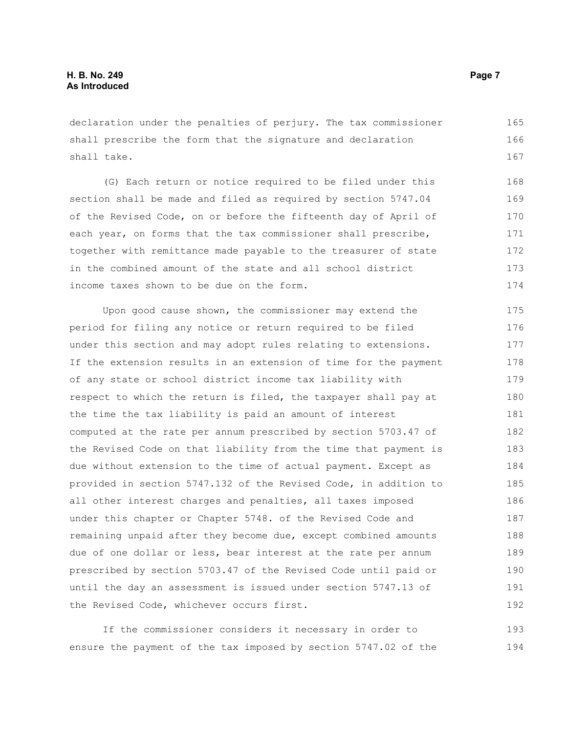declaration under the penalties of perjury. The tax commissioner shall prescribe the form that the signature and declaration shall take.

(G) Each return or notice required to be filed under this section shall be made and filed as required by section 5747.04 of the Revised Code, on or before the fifteenth day of April of each year, on forms that the tax commissioner shall prescribe, together with remittance made payable to the treasurer of state in the combined amount of the state and all school district income taxes shown to be due on the form.

Upon good cause shown, the commissioner may extend the period for filing any notice or return required to be filed under this section and may adopt rules relating to extensions. If the extension results in an extension of time for the payment of any state or school district income tax liability with respect to which the return is filed, the taxpayer shall pay at the time the tax liability is paid an amount of interest computed at the rate per annum prescribed by section 5703.47 of the Revised Code on that liability from the time that payment is due without extension to the time of actual payment. Except as provided in section 5747.132 of the Revised Code, in addition to all other interest charges and penalties, all taxes imposed under this chapter or Chapter 5748. of the Revised Code and remaining unpaid after they become due, except combined amounts due of one dollar or less, bear interest at the rate per annum prescribed by section 5703.47 of the Revised Code until paid or until the day an assessment is issued under section 5747.13 of the Revised Code, whichever occurs first.

If the commissioner considers it necessary in order to ensure the payment of the tax imposed by section 5747.02 of the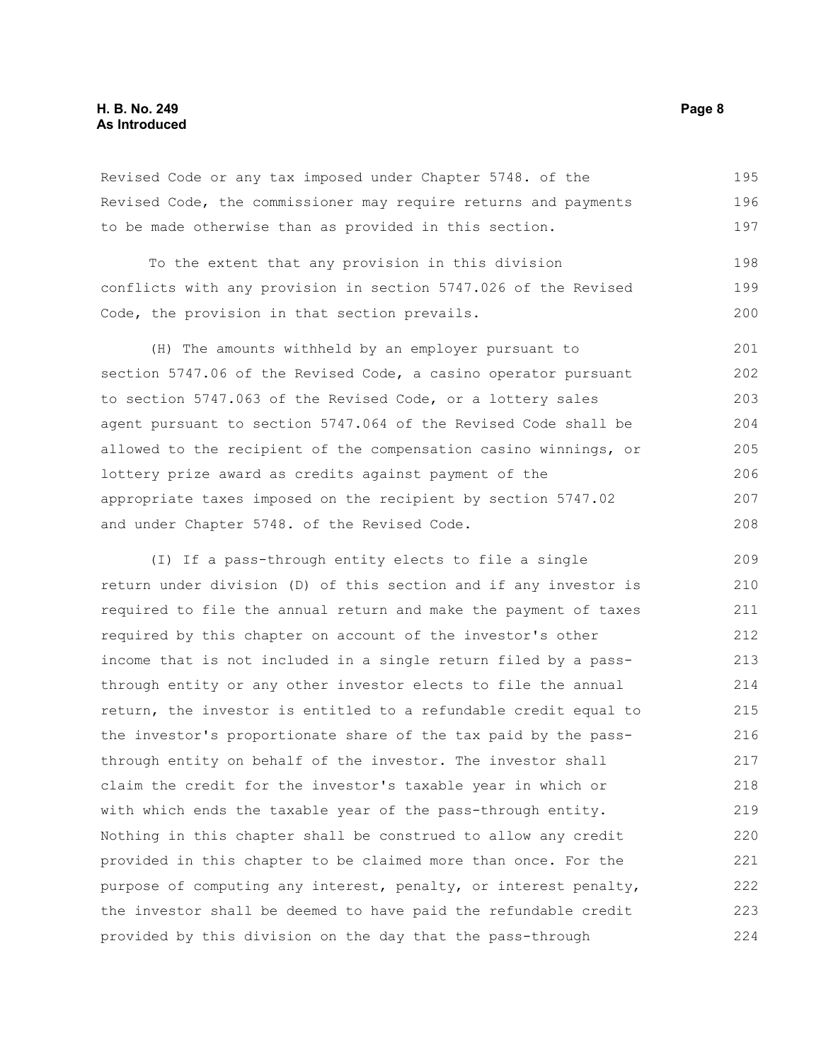Revised Code or any tax imposed under Chapter 5748. of the Revised Code, the commissioner may require returns and payments to be made otherwise than as provided in this section.

To the extent that any provision in this division conflicts with any provision in section 5747.026 of the Revised Code, the provision in that section prevails.

(H) The amounts withheld by an employer pursuant to section 5747.06 of the Revised Code, a casino operator pursuant to section 5747.063 of the Revised Code, or a lottery sales agent pursuant to section 5747.064 of the Revised Code shall be allowed to the recipient of the compensation casino winnings, or lottery prize award as credits against payment of the appropriate taxes imposed on the recipient by section 5747.02 and under Chapter 5748. of the Revised Code.

(I) If a pass-through entity elects to file a single return under division (D) of this section and if any investor is required to file the annual return and make the payment of taxes required by this chapter on account of the investor's other income that is not included in a single return filed by a pass-through entity or any other investor elects to file the annual return, the investor is entitled to a refundable credit equal to the investor's proportionate share of the tax paid by the pass-through entity on behalf of the investor. The investor shall claim the credit for the investor's taxable year in which or with which ends the taxable year of the pass-through entity. Nothing in this chapter shall be construed to allow any credit provided in this chapter to be claimed more than once. For the purpose of computing any interest, penalty, or interest penalty, the investor shall be deemed to have paid the refundable credit provided by this division on the day that the pass-through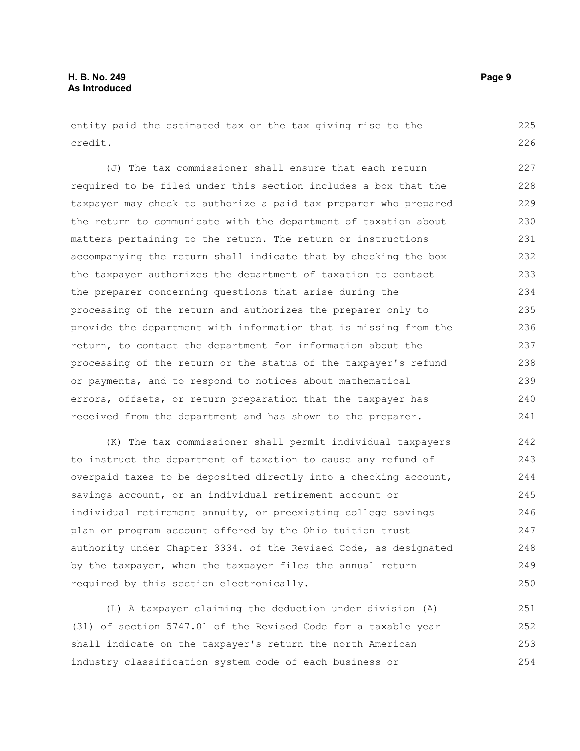entity paid the estimated tax or the tax giving rise to the credit.

(J) The tax commissioner shall ensure that each return required to be filed under this section includes a box that the taxpayer may check to authorize a paid tax preparer who prepared the return to communicate with the department of taxation about matters pertaining to the return. The return or instructions accompanying the return shall indicate that by checking the box the taxpayer authorizes the department of taxation to contact the preparer concerning questions that arise during the processing of the return and authorizes the preparer only to provide the department with information that is missing from the return, to contact the department for information about the processing of the return or the status of the taxpayer's refund or payments, and to respond to notices about mathematical errors, offsets, or return preparation that the taxpayer has received from the department and has shown to the preparer.

(K) The tax commissioner shall permit individual taxpayers to instruct the department of taxation to cause any refund of overpaid taxes to be deposited directly into a checking account, savings account, or an individual retirement account or individual retirement annuity, or preexisting college savings plan or program account offered by the Ohio tuition trust authority under Chapter 3334. of the Revised Code, as designated by the taxpayer, when the taxpayer files the annual return required by this section electronically.

(L) A taxpayer claiming the deduction under division (A)(31) of section 5747.01 of the Revised Code for a taxable year shall indicate on the taxpayer's return the north American industry classification system code of each business or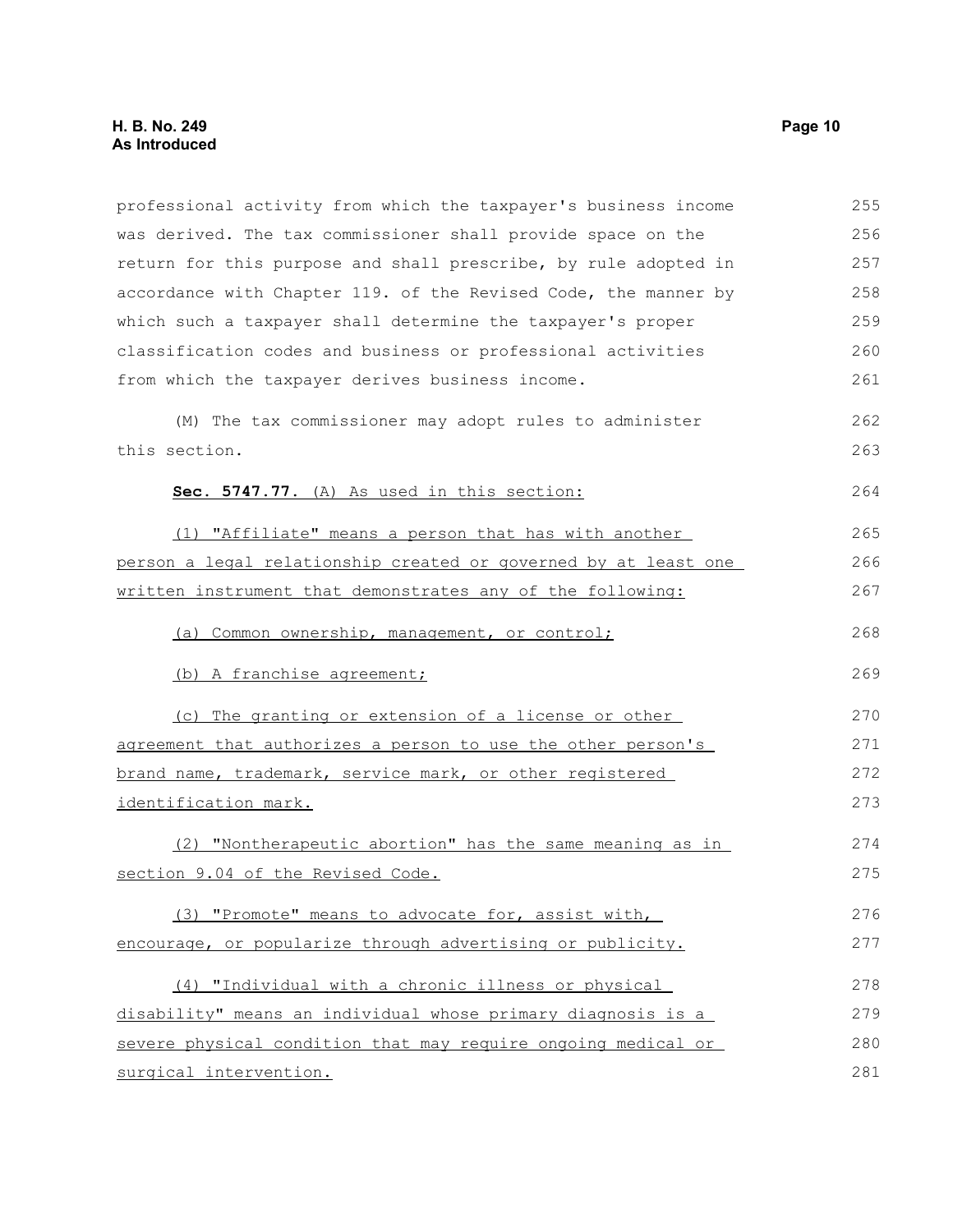professional activity from which the taxpayer's business income was derived. The tax commissioner shall provide space on the return for this purpose and shall prescribe, by rule adopted in accordance with Chapter 119. of the Revised Code, the manner by which such a taxpayer shall determine the taxpayer's proper classification codes and business or professional activities from which the taxpayer derives business income.

(M) The tax commissioner may adopt rules to administer this section.

**Sec. 5747.77.** (A) As used in this section:

(1) "Affiliate" means a person that has with another person a legal relationship created or governed by at least one written instrument that demonstrates any of the following:

(a) Common ownership, management, or control;

(b) A franchise agreement;

(c) The granting or extension of a license or other agreement that authorizes a person to use the other person's brand name, trademark, service mark, or other registered identification mark.

(2) "Nontherapeutic abortion" has the same meaning as in section 9.04 of the Revised Code.

(3) "Promote" means to advocate for, assist with, encourage, or popularize through advertising or publicity.

(4) "Individual with a chronic illness or physical disability" means an individual whose primary diagnosis is a severe physical condition that may require ongoing medical or surgical intervention.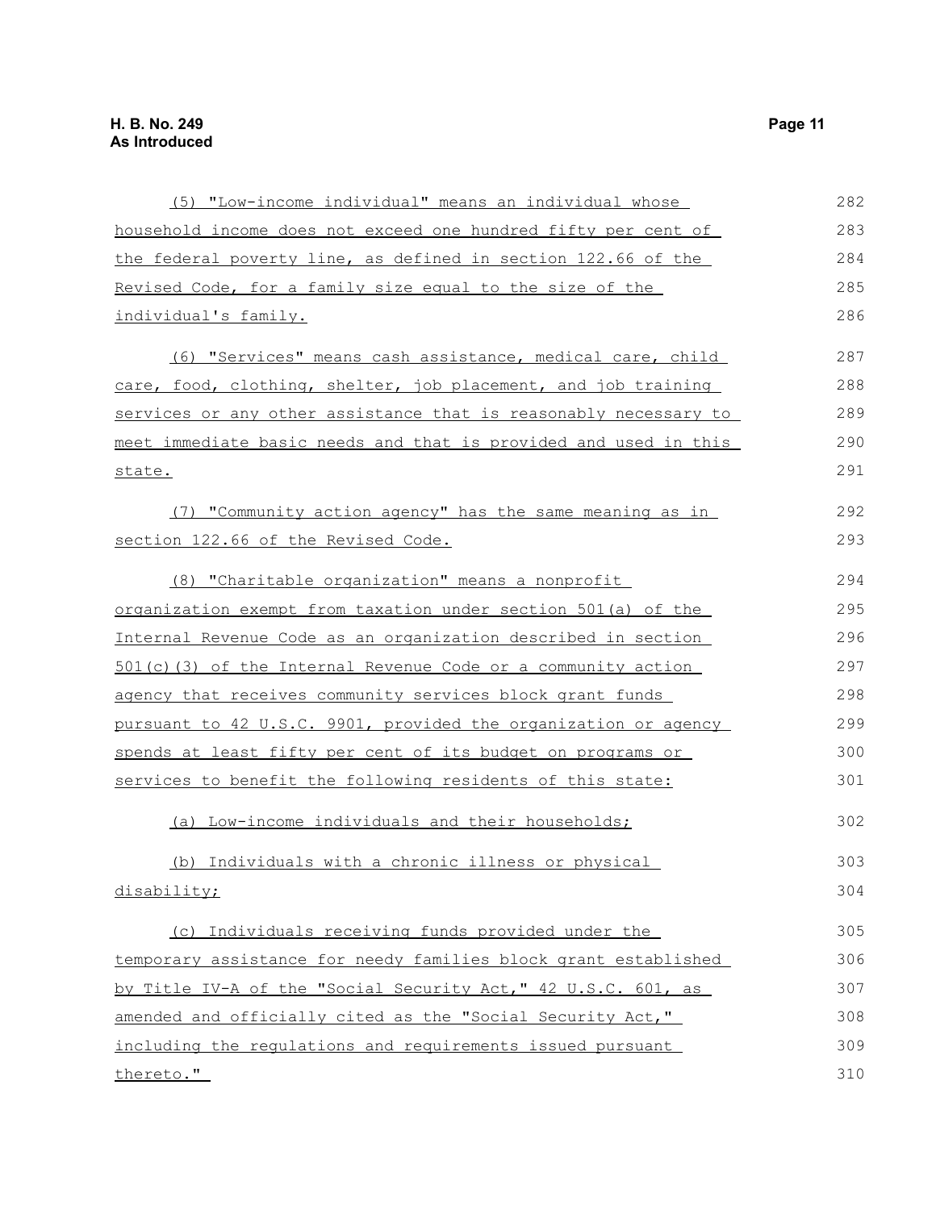(5) "Low-income individual" means an individual whose household income does not exceed one hundred fifty per cent of the federal poverty line, as defined in section 122.66 of the Revised Code, for a family size equal to the size of the individual's family.

(6) "Services" means cash assistance, medical care, child care, food, clothing, shelter, job placement, and job training services or any other assistance that is reasonably necessary to meet immediate basic needs and that is provided and used in this state.

(7) "Community action agency" has the same meaning as in section 122.66 of the Revised Code.

(8) "Charitable organization" means a nonprofit organization exempt from taxation under section 501(a) of the Internal Revenue Code as an organization described in section 501(c)(3) of the Internal Revenue Code or a community action agency that receives community services block grant funds pursuant to 42 U.S.C. 9901, provided the organization or agency spends at least fifty per cent of its budget on programs or services to benefit the following residents of this state:

(a) Low-income individuals and their households;

(b) Individuals with a chronic illness or physical disability;

(c) Individuals receiving funds provided under the temporary assistance for needy families block grant established by Title IV-A of the "Social Security Act," 42 U.S.C. 601, as amended and officially cited as the "Social Security Act," including the regulations and requirements issued pursuant thereto."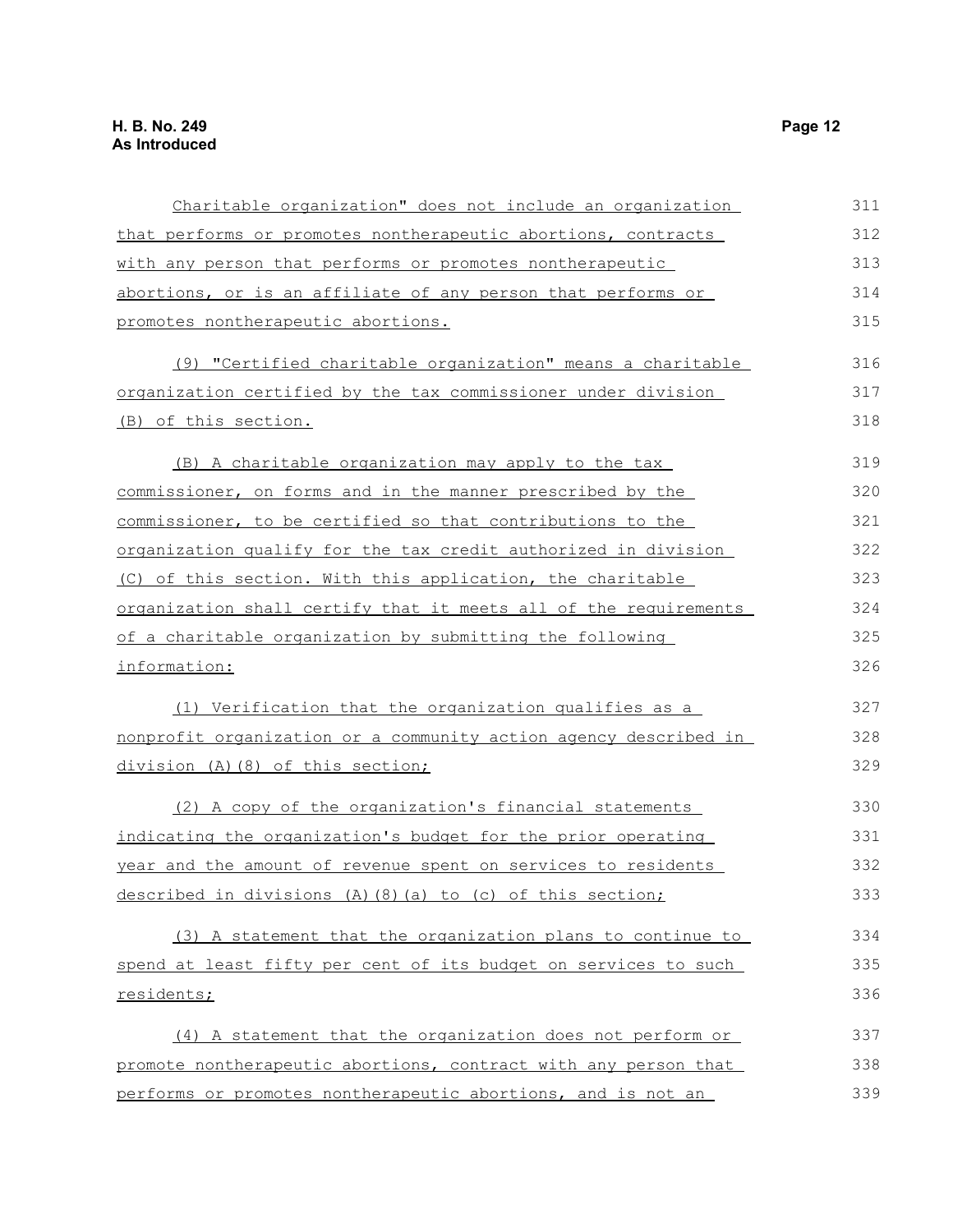Charitable organization" does not include an organization that performs or promotes nontherapeutic abortions, contracts with any person that performs or promotes nontherapeutic abortions, or is an affiliate of any person that performs or promotes nontherapeutic abortions.

(9) "Certified charitable organization" means a charitable organization certified by the tax commissioner under division (B) of this section.

(B) A charitable organization may apply to the tax commissioner, on forms and in the manner prescribed by the commissioner, to be certified so that contributions to the organization qualify for the tax credit authorized in division (C) of this section. With this application, the charitable organization shall certify that it meets all of the requirements of a charitable organization by submitting the following information:

(1) Verification that the organization qualifies as a nonprofit organization or a community action agency described in division (A)(8) of this section;

(2) A copy of the organization's financial statements indicating the organization's budget for the prior operating year and the amount of revenue spent on services to residents described in divisions (A)(8)(a) to (c) of this section;

(3) A statement that the organization plans to continue to spend at least fifty per cent of its budget on services to such residents;

(4) A statement that the organization does not perform or promote nontherapeutic abortions, contract with any person that performs or promotes nontherapeutic abortions, and is not an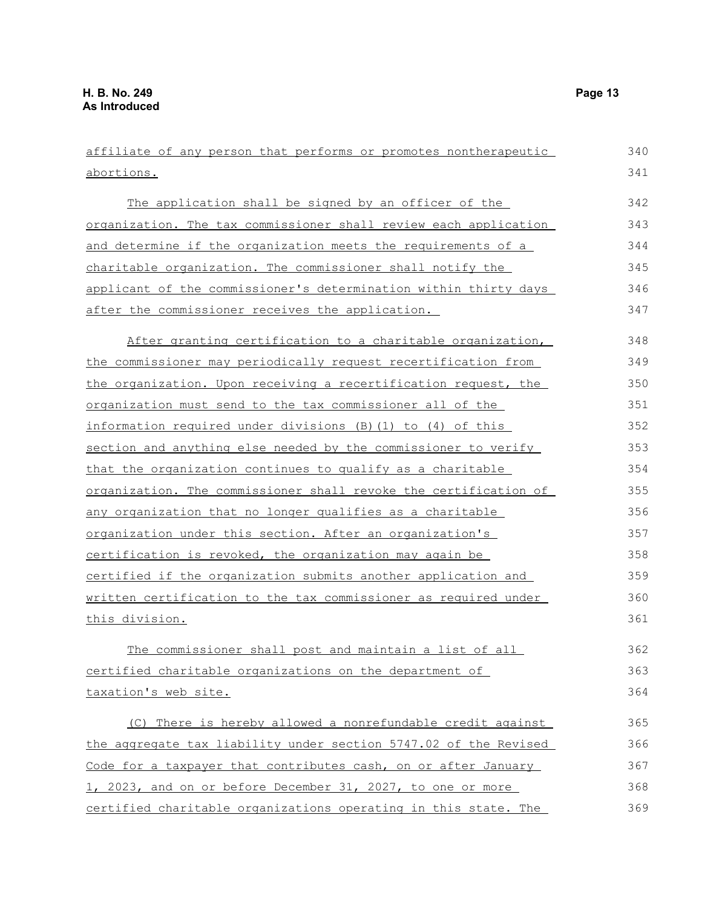affiliate of any person that performs or promotes nontherapeutic abortions.

The application shall be signed by an officer of the organization. The tax commissioner shall review each application and determine if the organization meets the requirements of a charitable organization. The commissioner shall notify the applicant of the commissioner's determination within thirty days after the commissioner receives the application.

After granting certification to a charitable organization, the commissioner may periodically request recertification from the organization. Upon receiving a recertification request, the organization must send to the tax commissioner all of the information required under divisions (B)(1) to (4) of this section and anything else needed by the commissioner to verify that the organization continues to qualify as a charitable organization. The commissioner shall revoke the certification of any organization that no longer qualifies as a charitable organization under this section. After an organization's certification is revoked, the organization may again be certified if the organization submits another application and written certification to the tax commissioner as required under this division.

The commissioner shall post and maintain a list of all certified charitable organizations on the department of taxation's web site.

(C) There is hereby allowed a nonrefundable credit against the aggregate tax liability under section 5747.02 of the Revised Code for a taxpayer that contributes cash, on or after January 1, 2023, and on or before December 31, 2027, to one or more certified charitable organizations operating in this state. The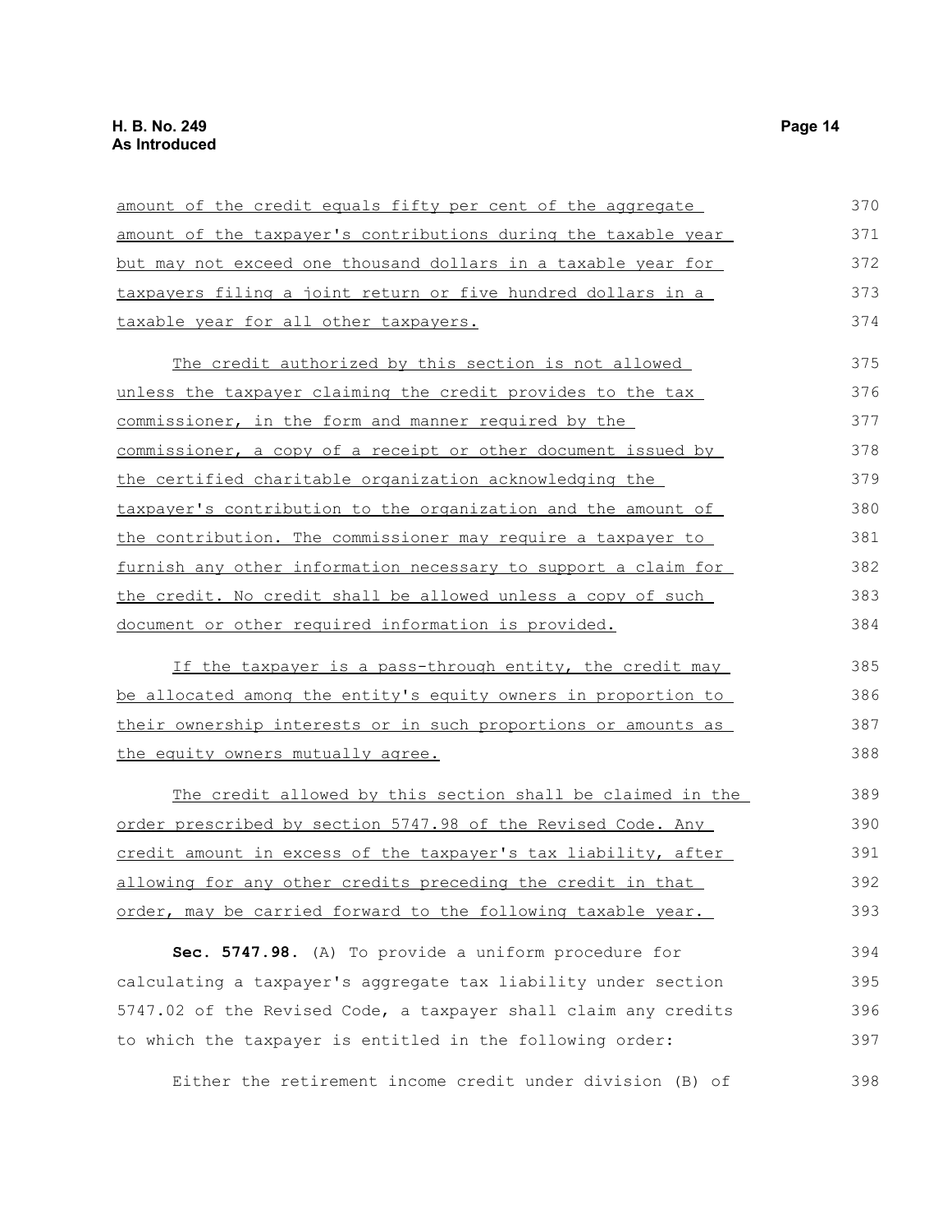amount of the credit equals fifty per cent of the aggregate amount of the taxpayer's contributions during the taxable year but may not exceed one thousand dollars in a taxable year for taxpayers filing a joint return or five hundred dollars in a taxable year for all other taxpayers.

The credit authorized by this section is not allowed unless the taxpayer claiming the credit provides to the tax commissioner, in the form and manner required by the commissioner, a copy of a receipt or other document issued by the certified charitable organization acknowledging the taxpayer's contribution to the organization and the amount of the contribution. The commissioner may require a taxpayer to furnish any other information necessary to support a claim for the credit. No credit shall be allowed unless a copy of such document or other required information is provided.

If the taxpayer is a pass-through entity, the credit may be allocated among the entity's equity owners in proportion to their ownership interests or in such proportions or amounts as the equity owners mutually agree.

The credit allowed by this section shall be claimed in the order prescribed by section 5747.98 of the Revised Code. Any credit amount in excess of the taxpayer's tax liability, after allowing for any other credits preceding the credit in that order, may be carried forward to the following taxable year.

**Sec. 5747.98.** (A) To provide a uniform procedure for calculating a taxpayer's aggregate tax liability under section 5747.02 of the Revised Code, a taxpayer shall claim any credits to which the taxpayer is entitled in the following order:

Either the retirement income credit under division (B) of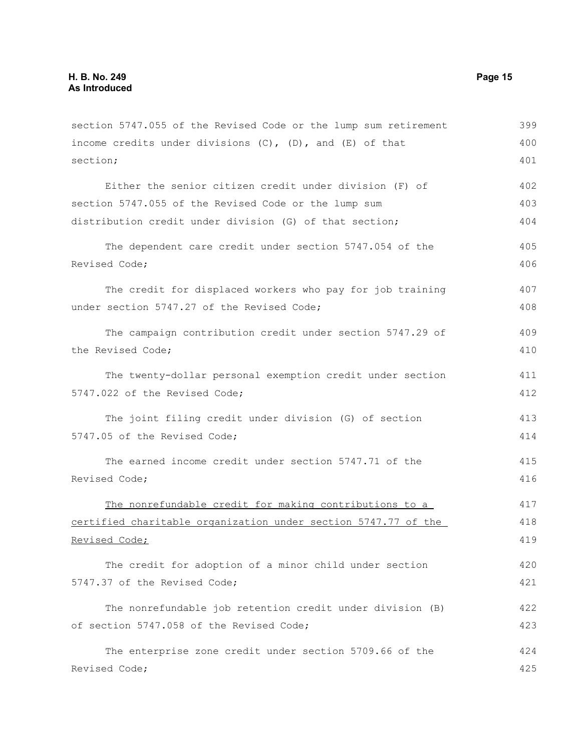section 5747.055 of the Revised Code or the lump sum retirement income credits under divisions (C), (D), and (E) of that section;

Either the senior citizen credit under division (F) of section 5747.055 of the Revised Code or the lump sum distribution credit under division (G) of that section;

The dependent care credit under section 5747.054 of the Revised Code;

The credit for displaced workers who pay for job training under section 5747.27 of the Revised Code;

The campaign contribution credit under section 5747.29 of the Revised Code;

The twenty-dollar personal exemption credit under section 5747.022 of the Revised Code;

The joint filing credit under division (G) of section 5747.05 of the Revised Code;

The earned income credit under section 5747.71 of the Revised Code;

<u>The nonrefundable credit for making contributions to a certified charitable organization under section 5747.77 of the Revised Code;</u>

The credit for adoption of a minor child under section 5747.37 of the Revised Code;

The nonrefundable job retention credit under division (B) of section 5747.058 of the Revised Code;

The enterprise zone credit under section 5709.66 of the Revised Code;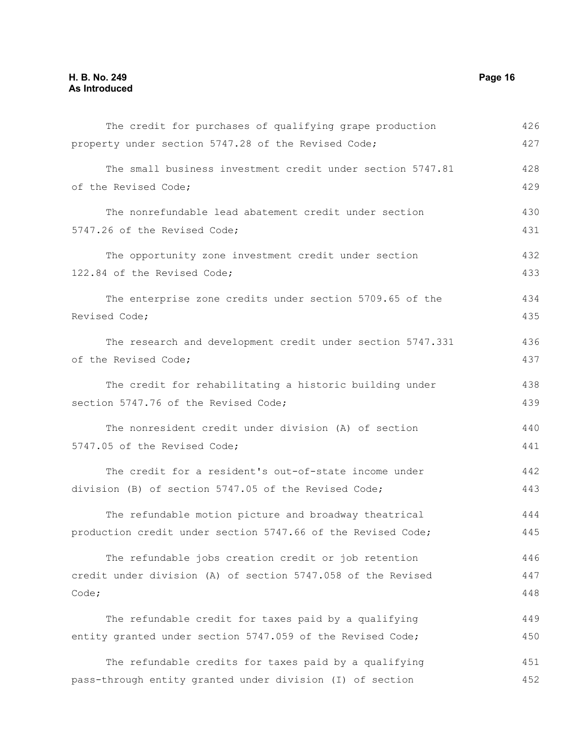The credit for purchases of qualifying grape production property under section 5747.28 of the Revised Code;

The small business investment credit under section 5747.81 of the Revised Code;

The nonrefundable lead abatement credit under section 5747.26 of the Revised Code;

The opportunity zone investment credit under section 122.84 of the Revised Code;

The enterprise zone credits under section 5709.65 of the Revised Code;

The research and development credit under section 5747.331 of the Revised Code;

The credit for rehabilitating a historic building under section 5747.76 of the Revised Code;

The nonresident credit under division (A) of section 5747.05 of the Revised Code;

The credit for a resident's out-of-state income under division (B) of section 5747.05 of the Revised Code;

The refundable motion picture and broadway theatrical production credit under section 5747.66 of the Revised Code;

The refundable jobs creation credit or job retention credit under division (A) of section 5747.058 of the Revised Code;

The refundable credit for taxes paid by a qualifying entity granted under section 5747.059 of the Revised Code;

The refundable credits for taxes paid by a qualifying pass-through entity granted under division (I) of section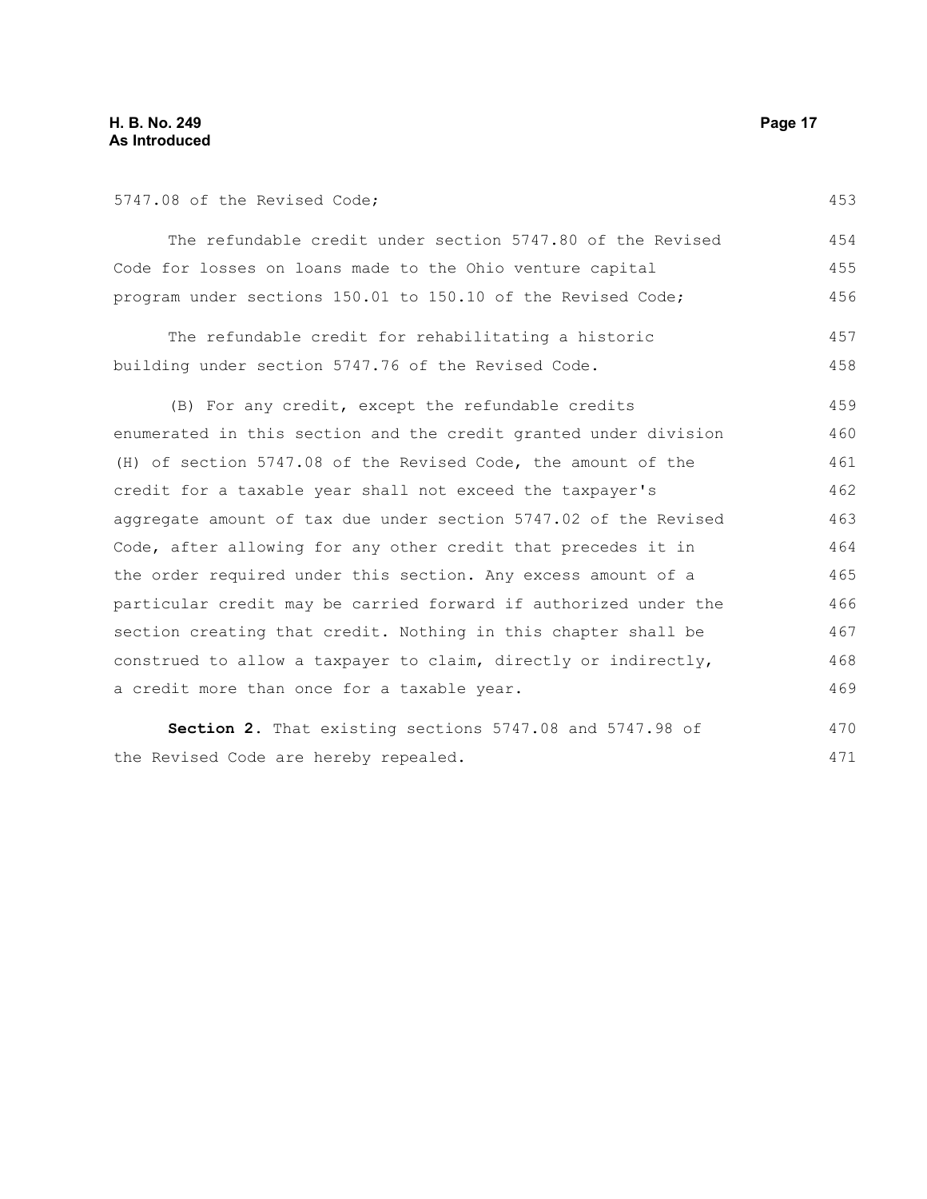5747.08 of the Revised Code;

The refundable credit under section 5747.80 of the Revised Code for losses on loans made to the Ohio venture capital program under sections 150.01 to 150.10 of the Revised Code;

The refundable credit for rehabilitating a historic building under section 5747.76 of the Revised Code.

(B) For any credit, except the refundable credits enumerated in this section and the credit granted under division (H) of section 5747.08 of the Revised Code, the amount of the credit for a taxable year shall not exceed the taxpayer's aggregate amount of tax due under section 5747.02 of the Revised Code, after allowing for any other credit that precedes it in the order required under this section. Any excess amount of a particular credit may be carried forward if authorized under the section creating that credit. Nothing in this chapter shall be construed to allow a taxpayer to claim, directly or indirectly, a credit more than once for a taxable year.

**Section 2.** That existing sections 5747.08 and 5747.98 of the Revised Code are hereby repealed.